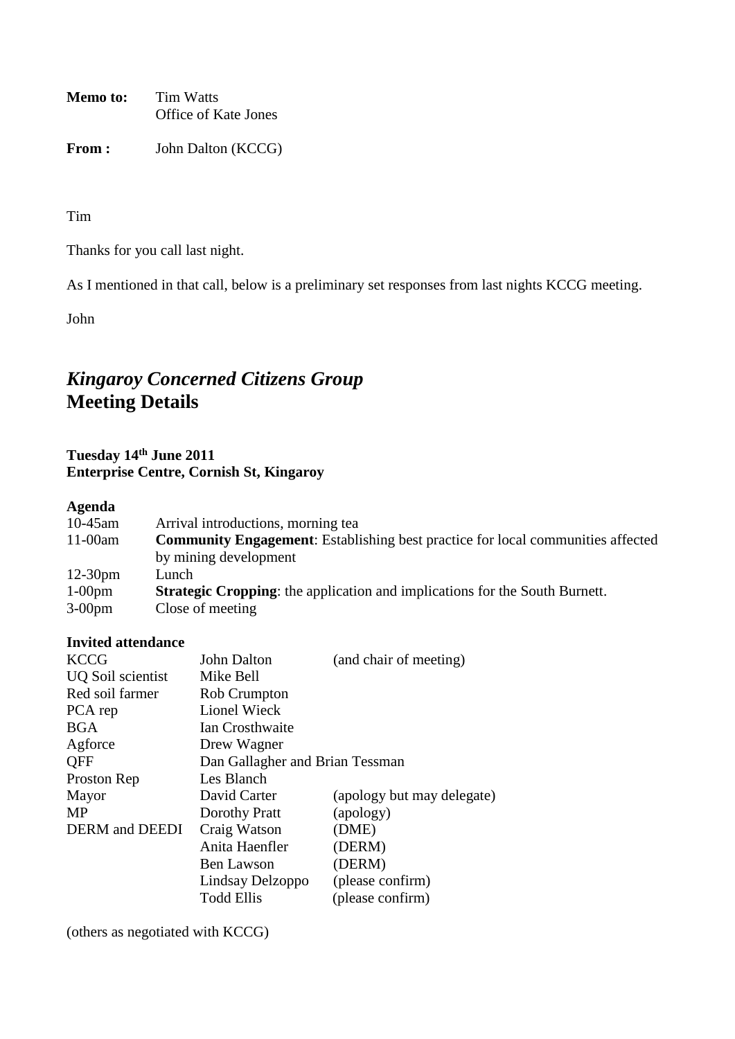**Memo to:** Tim Watts  
Office of Kate Jones

**From :** John Dalton (KCCG)

Tim

Thanks for you call last night.

As I mentioned in that call, below is a preliminary set responses from last nights KCCG meeting.

John

## *Kingaroy Concerned Citizens Group*
## Meeting Details

**Tuesday 14th June 2011**  
**Enterprise Centre, Cornish St, Kingaroy**

**Agenda**

| | |
|---|---|
| 10-45am | Arrival introductions, morning tea |
| 11-00am | **Community Engagement**: Establishing best practice for local communities affected by mining development |
| 12-30pm | Lunch |
| 1-00pm | **Strategic Cropping**: the application and implications for the South Burnett. |
| 3-00pm | Close of meeting |

**Invited attendance**

| | | |
|---|---|---|
| KCCG | John Dalton | (and chair of meeting) |
| UQ Soil scientist | Mike Bell | |
| Red soil farmer | Rob Crumpton | |
| PCA rep | Lionel Wieck | |
| BGA | Ian Crosthwaite | |
| Agforce | Drew Wagner | |
| QFF | Dan Gallagher and Brian Tessman | |
| Proston Rep | Les Blanch | |
| Mayor | David Carter | (apology but may delegate) |
| MP | Dorothy Pratt | (apology) |
| DERM and DEEDI | Craig Watson | (DME) |
| | Anita Haenfler | (DERM) |
| | Ben Lawson | (DERM) |
| | Lindsay Delzoppo | (please confirm) |
| | Todd Ellis | (please confirm) |

(others as negotiated with KCCG)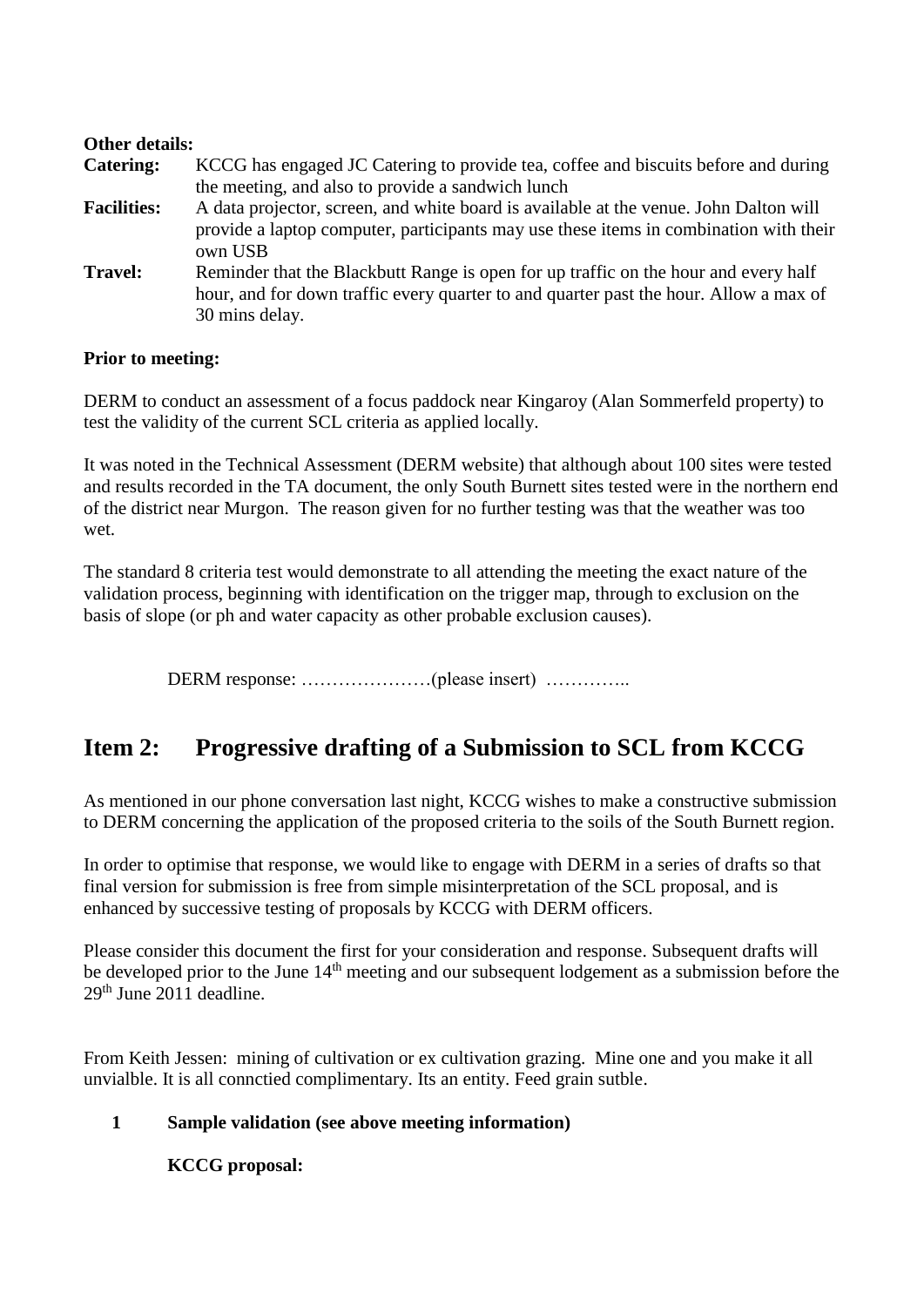**Other details:**

**Catering:** KCCG has engaged JC Catering to provide tea, coffee and biscuits before and during the meeting, and also to provide a sandwich lunch

**Facilities:** A data projector, screen, and white board is available at the venue. John Dalton will provide a laptop computer, participants may use these items in combination with their own USB

**Travel:** Reminder that the Blackbutt Range is open for up traffic on the hour and every half hour, and for down traffic every quarter to and quarter past the hour. Allow a max of 30 mins delay.

**Prior to meeting:**

DERM to conduct an assessment of a focus paddock near Kingaroy (Alan Sommerfeld property) to test the validity of the current SCL criteria as applied locally.

It was noted in the Technical Assessment (DERM website) that although about 100 sites were tested and results recorded in the TA document, the only South Burnett sites tested were in the northern end of the district near Murgon. The reason given for no further testing was that the weather was too wet.

The standard 8 criteria test would demonstrate to all attending the meeting the exact nature of the validation process, beginning with identification on the trigger map, through to exclusion on the basis of slope (or ph and water capacity as other probable exclusion causes).

DERM response: …………………(please insert) …………..

## Item 2: Progressive drafting of a Submission to SCL from KCCG

As mentioned in our phone conversation last night, KCCG wishes to make a constructive submission to DERM concerning the application of the proposed criteria to the soils of the South Burnett region.

In order to optimise that response, we would like to engage with DERM in a series of drafts so that final version for submission is free from simple misinterpretation of the SCL proposal, and is enhanced by successive testing of proposals by KCCG with DERM officers.

Please consider this document the first for your consideration and response. Subsequent drafts will be developed prior to the June 14th meeting and our subsequent lodgement as a submission before the 29th June 2011 deadline.

From Keith Jessen: mining of cultivation or ex cultivation grazing. Mine one and you make it all unvialble. It is all connctied complimentary. Its an entity. Feed grain sutble.

**1 Sample validation (see above meeting information)**

**KCCG proposal:**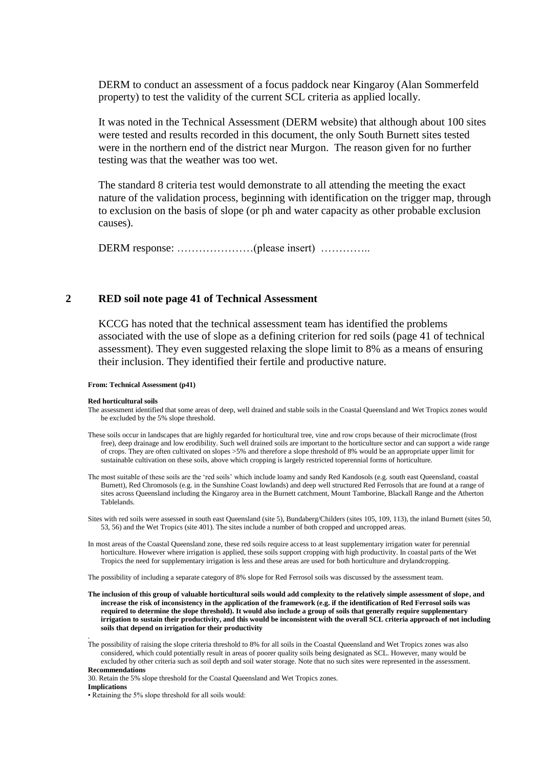DERM to conduct an assessment of a focus paddock near Kingaroy (Alan Sommerfeld property) to test the validity of the current SCL criteria as applied locally.

It was noted in the Technical Assessment (DERM website) that although about 100 sites were tested and results recorded in this document, the only South Burnett sites tested were in the northern end of the district near Murgon. The reason given for no further testing was that the weather was too wet.

The standard 8 criteria test would demonstrate to all attending the meeting the exact nature of the validation process, beginning with identification on the trigger map, through to exclusion on the basis of slope (or ph and water capacity as other probable exclusion causes).

DERM response: …………………(please insert) …………..

## 2 RED soil note page 41 of Technical Assessment

KCCG has noted that the technical assessment team has identified the problems associated with the use of slope as a defining criterion for red soils (page 41 of technical assessment). They even suggested relaxing the slope limit to 8% as a means of ensuring their inclusion. They identified their fertile and productive nature.

**From: Technical Assessment (p41)**

**Red horticultural soils**

The assessment identified that some areas of deep, well drained and stable soils in the Coastal Queensland and Wet Tropics zones would be excluded by the 5% slope threshold.

These soils occur in landscapes that are highly regarded for horticultural tree, vine and row crops because of their microclimate (frost free), deep drainage and low erodibility. Such well drained soils are important to the horticulture sector and can support a wide range of crops. They are often cultivated on slopes >5% and therefore a slope threshold of 8% would be an appropriate upper limit for sustainable cultivation on these soils, above which cropping is largely restricted toperennial forms of horticulture.

The most suitable of these soils are the 'red soils' which include loamy and sandy Red Kandosols (e.g. south east Queensland, coastal Burnett), Red Chromosols (e.g. in the Sunshine Coast lowlands) and deep well structured Red Ferrosols that are found at a range of sites across Queensland including the Kingaroy area in the Burnett catchment, Mount Tamborine, Blackall Range and the Atherton Tablelands.

Sites with red soils were assessed in south east Queensland (site 5), Bundaberg/Childers (sites 105, 109, 113), the inland Burnett (sites 50, 53, 56) and the Wet Tropics (site 401). The sites include a number of both cropped and uncropped areas.

In most areas of the Coastal Queensland zone, these red soils require access to at least supplementary irrigation water for perennial horticulture. However where irrigation is applied, these soils support cropping with high productivity. In coastal parts of the Wet Tropics the need for supplementary irrigation is less and these areas are used for both horticulture and drylandcropping.

The possibility of including a separate category of 8% slope for Red Ferrosol soils was discussed by the assessment team.

**The inclusion of this group of valuable horticultural soils would add complexity to the relatively simple assessment of slope, and increase the risk of inconsistency in the application of the framework (e.g. if the identification of Red Ferrosol soils was required to determine the slope threshold). It would also include a group of soils that generally require supplementary irrigation to sustain their productivity, and this would be inconsistent with the overall SCL criteria approach of not including soils that depend on irrigation for their productivity**

The possibility of raising the slope criteria threshold to 8% for all soils in the Coastal Queensland and Wet Tropics zones was also considered, which could potentially result in areas of poorer quality soils being designated as SCL. However, many would be excluded by other criteria such as soil depth and soil water storage. Note that no such sites were represented in the assessment.

**Recommendations**

30. Retain the 5% slope threshold for the Coastal Queensland and Wet Tropics zones.

**Implications**

• Retaining the 5% slope threshold for all soils would: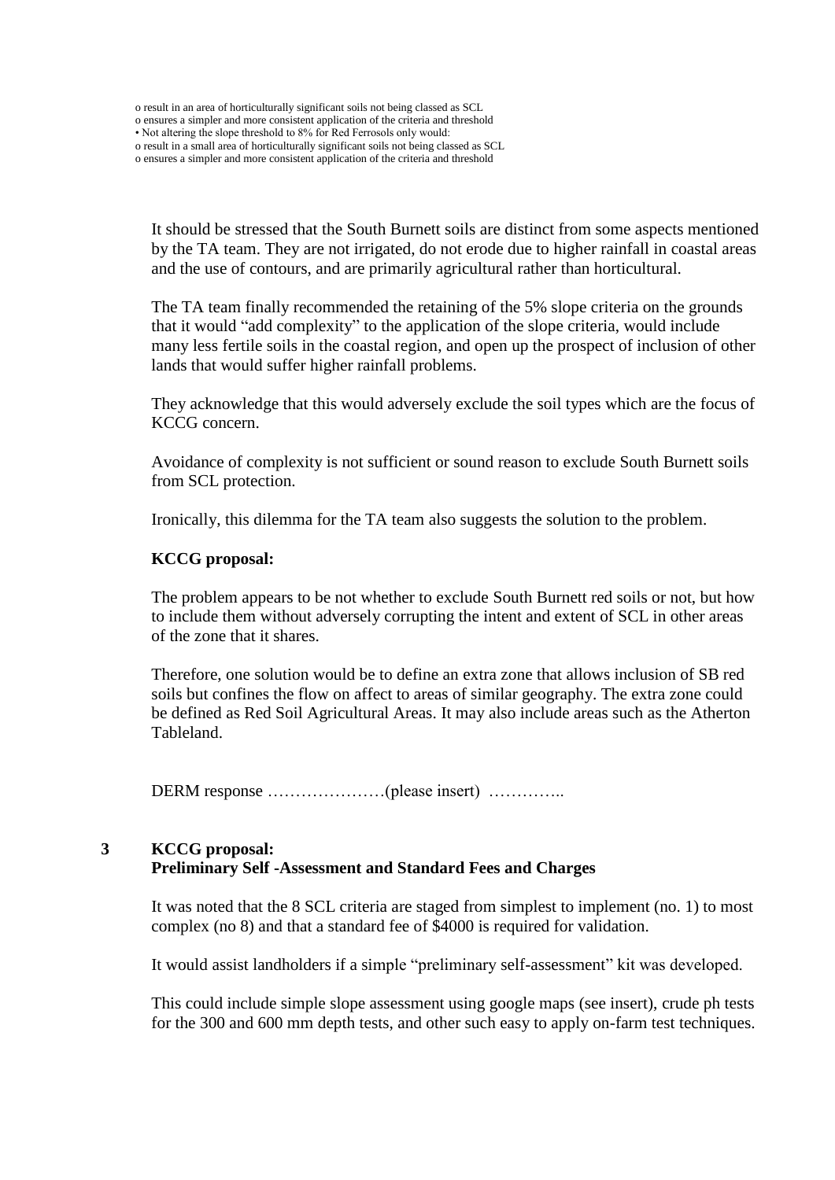o result in an area of horticulturally significant soils not being classed as SCL
o ensures a simpler and more consistent application of the criteria and threshold
• Not altering the slope threshold to 8% for Red Ferrosols only would:
o result in a small area of horticulturally significant soils not being classed as SCL
o ensures a simpler and more consistent application of the criteria and threshold

It should be stressed that the South Burnett soils are distinct from some aspects mentioned by the TA team. They are not irrigated, do not erode due to higher rainfall in coastal areas and the use of contours, and are primarily agricultural rather than horticultural.

The TA team finally recommended the retaining of the 5% slope criteria on the grounds that it would "add complexity" to the application of the slope criteria, would include many less fertile soils in the coastal region, and open up the prospect of inclusion of other lands that would suffer higher rainfall problems.

They acknowledge that this would adversely exclude the soil types which are the focus of KCCG concern.

Avoidance of complexity is not sufficient or sound reason to exclude South Burnett soils from SCL protection.

Ironically, this dilemma for the TA team also suggests the solution to the problem.

**KCCG proposal:**

The problem appears to be not whether to exclude South Burnett red soils or not, but how to include them without adversely corrupting the intent and extent of SCL in other areas of the zone that it shares.

Therefore, one solution would be to define an extra zone that allows inclusion of SB red soils but confines the flow on affect to areas of similar geography. The extra zone could be defined as Red Soil Agricultural Areas. It may also include areas such as the Atherton Tableland.

DERM response …………………(please insert) …………..

## 3 KCCG proposal: Preliminary Self -Assessment and Standard Fees and Charges

It was noted that the 8 SCL criteria are staged from simplest to implement (no. 1) to most complex (no 8) and that a standard fee of $4000 is required for validation.

It would assist landholders if a simple "preliminary self-assessment" kit was developed.

This could include simple slope assessment using google maps (see insert), crude ph tests for the 300 and 600 mm depth tests, and other such easy to apply on-farm test techniques.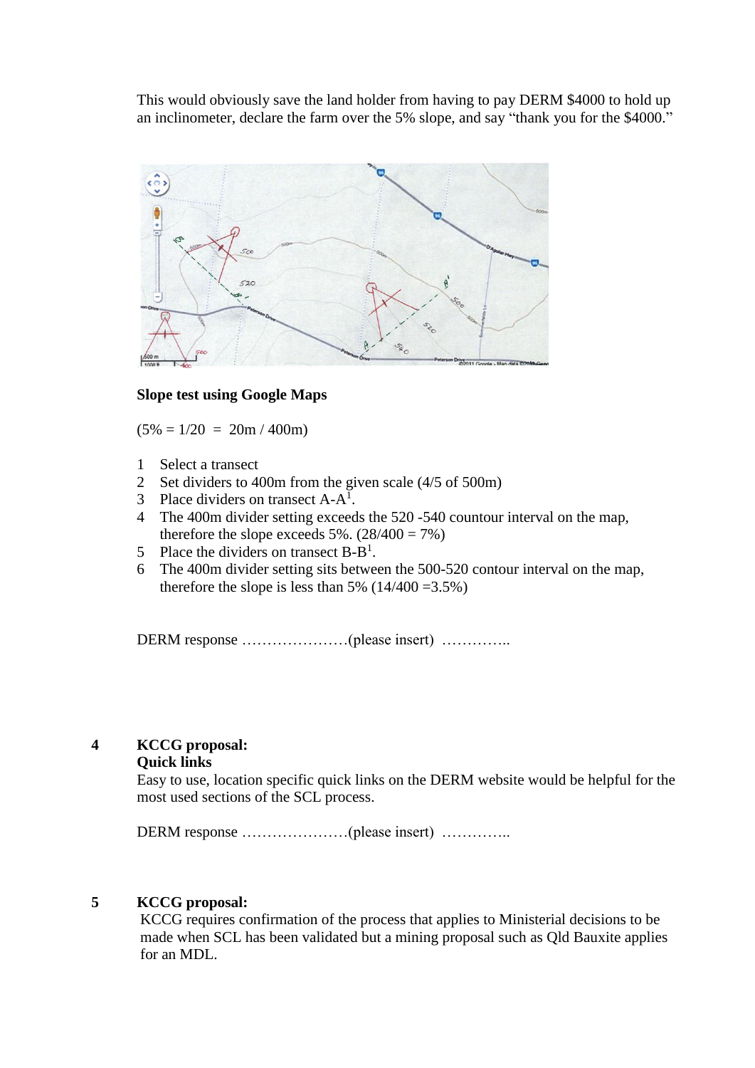This would obviously save the land holder from having to pay DERM $4000 to hold up an inclinometer, declare the farm over the 5% slope, and say "thank you for the $4000."

**Slope test using Google Maps**

(5% = 1/20 = 20m / 400m)

1. Select a transect
2. Set dividers to 400m from the given scale (4/5 of 500m)
3. Place dividers on transect A-A[1].
4. The 400m divider setting exceeds the 520 -540 countour interval on the map, therefore the slope exceeds 5%. (28/400 = 7%)
5. Place the dividers on transect B-B[1].
6. The 400m divider setting sits between the 500-520 contour interval on the map, therefore the slope is less than 5% (14/400 =3.5%)

DERM response …………………(please insert) …………..

**4 KCCG proposal:**
**Quick links**

Easy to use, location specific quick links on the DERM website would be helpful for the most used sections of the SCL process.

DERM response …………………(please insert) …………..

**5 KCCG proposal:**

KCCG requires confirmation of the process that applies to Ministerial decisions to be made when SCL has been validated but a mining proposal such as Qld Bauxite applies for an MDL.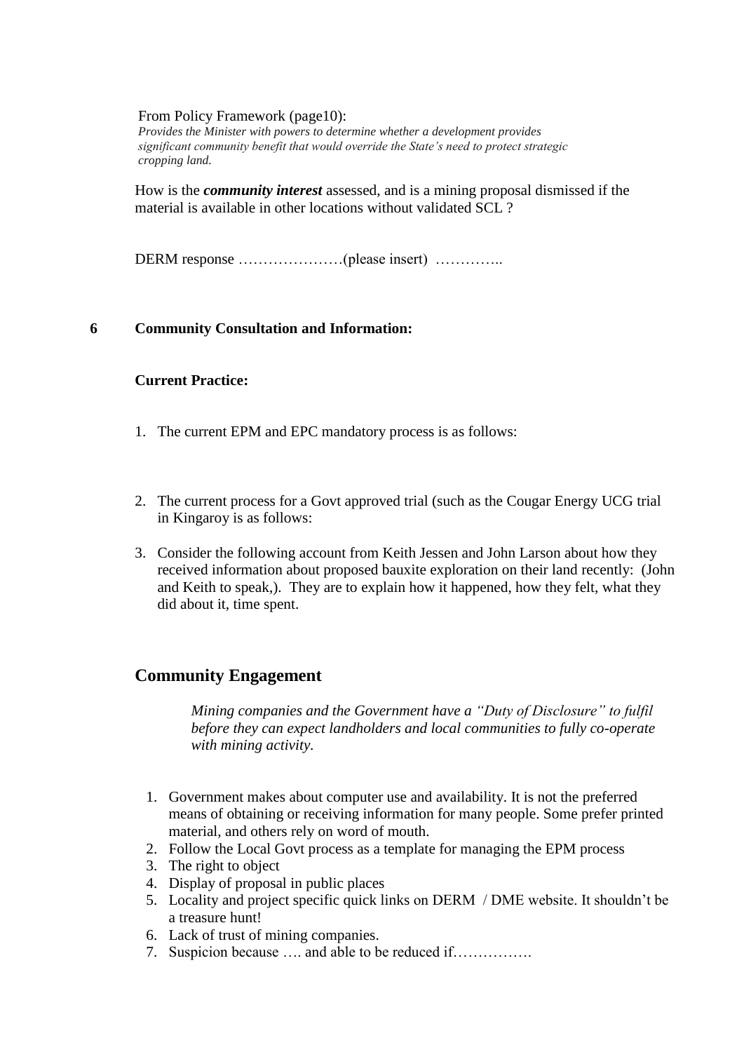From Policy Framework (page10):

*Provides the Minister with powers to determine whether a development provides significant community benefit that would override the State's need to protect strategic cropping land.*

How is the ***community interest*** assessed, and is a mining proposal dismissed if the material is available in other locations without validated SCL ?

DERM response …………………(please insert) …………..

## 6 Community Consultation and Information:

**Current Practice:**

1. The current EPM and EPC mandatory process is as follows:

2. The current process for a Govt approved trial (such as the Cougar Energy UCG trial in Kingaroy is as follows:
3. Consider the following account from Keith Jessen and John Larson about how they received information about proposed bauxite exploration on their land recently: (John and Keith to speak,). They are to explain how it happened, how they felt, what they did about it, time spent.

## Community Engagement

*Mining companies and the Government have a "Duty of Disclosure" to fulfil before they can expect landholders and local communities to fully co-operate with mining activity.*

1. Government makes about computer use and availability. It is not the preferred means of obtaining or receiving information for many people. Some prefer printed material, and others rely on word of mouth.
2. Follow the Local Govt process as a template for managing the EPM process
3. The right to object
4. Display of proposal in public places
5. Locality and project specific quick links on DERM / DME website. It shouldn't be a treasure hunt!
6. Lack of trust of mining companies.
7. Suspicion because …. and able to be reduced if…………….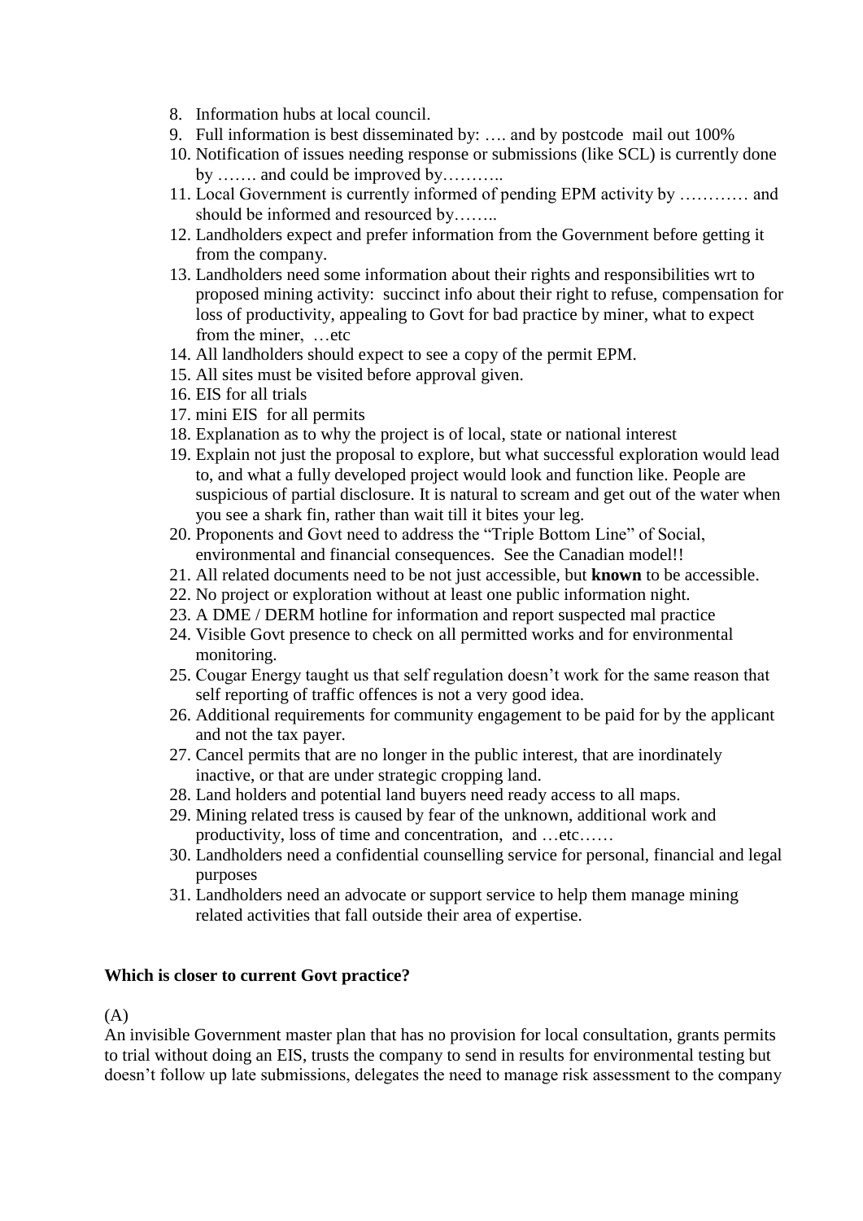8. Information hubs at local council.
9. Full information is best disseminated by: …. and by postcode mail out 100%
10. Notification of issues needing response or submissions (like SCL) is currently done by ……. and could be improved by………..
11. Local Government is currently informed of pending EPM activity by ………… and should be informed and resourced by……..
12. Landholders expect and prefer information from the Government before getting it from the company.
13. Landholders need some information about their rights and responsibilities wrt to proposed mining activity: succinct info about their right to refuse, compensation for loss of productivity, appealing to Govt for bad practice by miner, what to expect from the miner, …etc
14. All landholders should expect to see a copy of the permit EPM.
15. All sites must be visited before approval given.
16. EIS for all trials
17. mini EIS for all permits
18. Explanation as to why the project is of local, state or national interest
19. Explain not just the proposal to explore, but what successful exploration would lead to, and what a fully developed project would look and function like. People are suspicious of partial disclosure. It is natural to scream and get out of the water when you see a shark fin, rather than wait till it bites your leg.
20. Proponents and Govt need to address the "Triple Bottom Line" of Social, environmental and financial consequences. See the Canadian model!!
21. All related documents need to be not just accessible, but **known** to be accessible.
22. No project or exploration without at least one public information night.
23. A DME / DERM hotline for information and report suspected mal practice
24. Visible Govt presence to check on all permitted works and for environmental monitoring.
25. Cougar Energy taught us that self regulation doesn't work for the same reason that self reporting of traffic offences is not a very good idea.
26. Additional requirements for community engagement to be paid for by the applicant and not the tax payer.
27. Cancel permits that are no longer in the public interest, that are inordinately inactive, or that are under strategic cropping land.
28. Land holders and potential land buyers need ready access to all maps.
29. Mining related tress is caused by fear of the unknown, additional work and productivity, loss of time and concentration, and …etc……
30. Landholders need a confidential counselling service for personal, financial and legal purposes
31. Landholders need an advocate or support service to help them manage mining related activities that fall outside their area of expertise.

**Which is closer to current Govt practice?**

(A)

An invisible Government master plan that has no provision for local consultation, grants permits to trial without doing an EIS, trusts the company to send in results for environmental testing but doesn't follow up late submissions, delegates the need to manage risk assessment to the company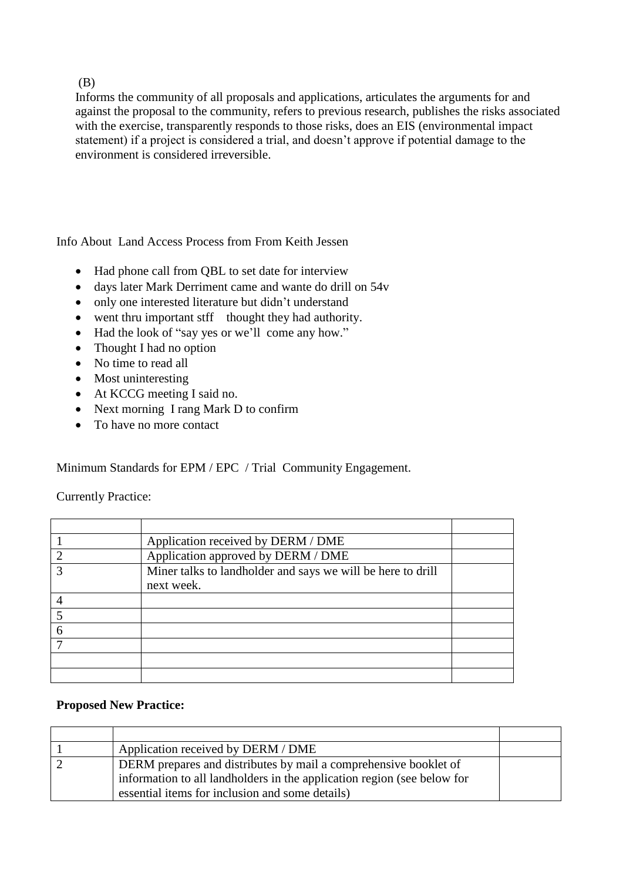(B)

Informs the community of all proposals and applications, articulates the arguments for and against the proposal to the community, refers to previous research, publishes the risks associated with the exercise, transparently responds to those risks, does an EIS (environmental impact statement) if a project is considered a trial, and doesn't approve if potential damage to the environment is considered irreversible.

Info About Land Access Process from From Keith Jessen

- Had phone call from QBL to set date for interview
- days later Mark Derriment came and wante do drill on 54v
- only one interested literature but didn't understand
- went thru important stff thought they had authority.
- Had the look of "say yes or we'll come any how."
- Thought I had no option
- No time to read all
- Most uninteresting
- At KCCG meeting I said no.
- Next morning I rang Mark D to confirm
- To have no more contact

Minimum Standards for EPM / EPC / Trial Community Engagement.

Currently Practice:

| | | |
|---|---|---|
| 1 | Application received by DERM / DME | |
| 2 | Application approved by DERM / DME | |
| 3 | Miner talks to landholder and says we will be here to drill next week. | |
| 4 | | |
| 5 | | |
| 6 | | |
| 7 | | |
| | | |
| | | |

**Proposed New Practice:**

| | | |
|---|---|---|
| 1 | Application received by DERM / DME | |
| 2 | DERM prepares and distributes by mail a comprehensive booklet of information to all landholders in the application region (see below for essential items for inclusion and some details) | |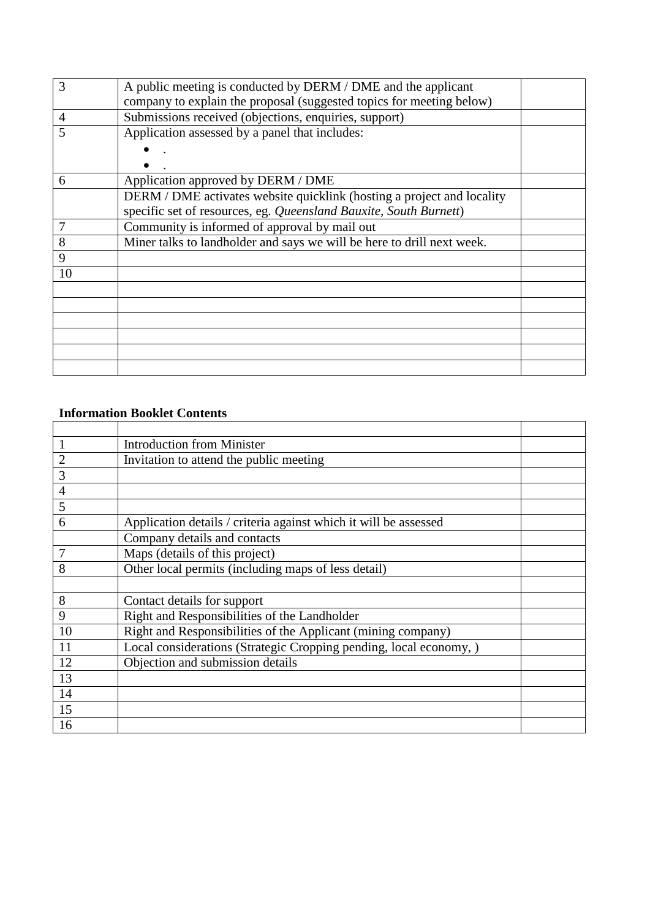| | | |
|---|---|---|
| 3 | A public meeting is conducted by DERM / DME and the applicant company to explain the proposal (suggested topics for meeting below) | |
| 4 | Submissions received (objections, enquiries, support) | |
| 5 | Application assessed by a panel that includes:<br>• .<br>• . | |
| 6 | Application approved by DERM / DME | |
| | DERM / DME activates website quicklink (hosting a project and locality specific set of resources, eg. *Queensland Bauxite, South Burnett*) | |
| 7 | Community is informed of approval by mail out | |
| 8 | Miner talks to landholder and says we will be here to drill next week. | |
| 9 | | |
| 10 | | |
| | | |
| | | |
| | | |
| | | |
| | | |
| | | |

**Information Booklet Contents**

| | | |
|---|---|---|
| 1 | Introduction from Minister | |
| 2 | Invitation to attend the public meeting | |
| 3 | | |
| 4 | | |
| 5 | | |
| 6 | Application details / criteria against which it will be assessed | |
| | Company details and contacts | |
| 7 | Maps (details of this project) | |
| 8 | Other local permits (including maps of less detail) | |
| | | |
| 8 | Contact details for support | |
| 9 | Right and Responsibilities of the Landholder | |
| 10 | Right and Responsibilities of the Applicant (mining company) | |
| 11 | Local considerations (Strategic Cropping pending, local economy, ) | |
| 12 | Objection and submission details | |
| 13 | | |
| 14 | | |
| 15 | | |
| 16 | | |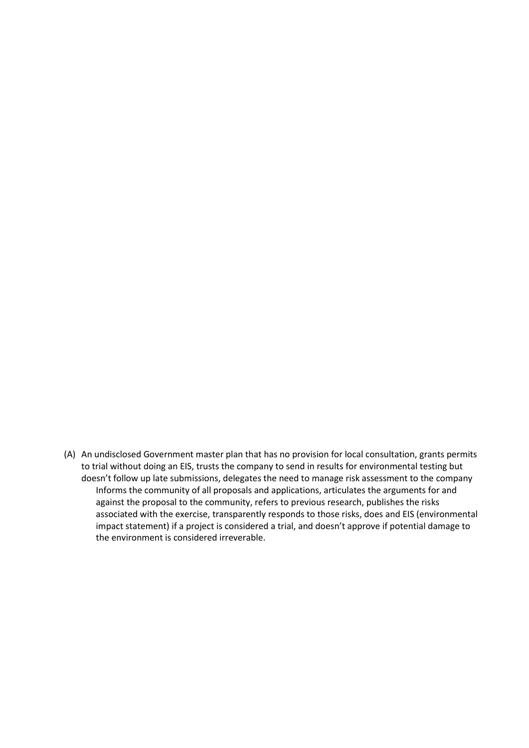(A) An undisclosed Government master plan that has no provision for local consultation, grants permits to trial without doing an EIS, trusts the company to send in results for environmental testing but doesn't follow up late submissions, delegates the need to manage risk assessment to the company

Informs the community of all proposals and applications, articulates the arguments for and against the proposal to the community, refers to previous research, publishes the risks associated with the exercise, transparently responds to those risks, does and EIS (environmental impact statement) if a project is considered a trial, and doesn't approve if potential damage to the environment is considered irreverable.